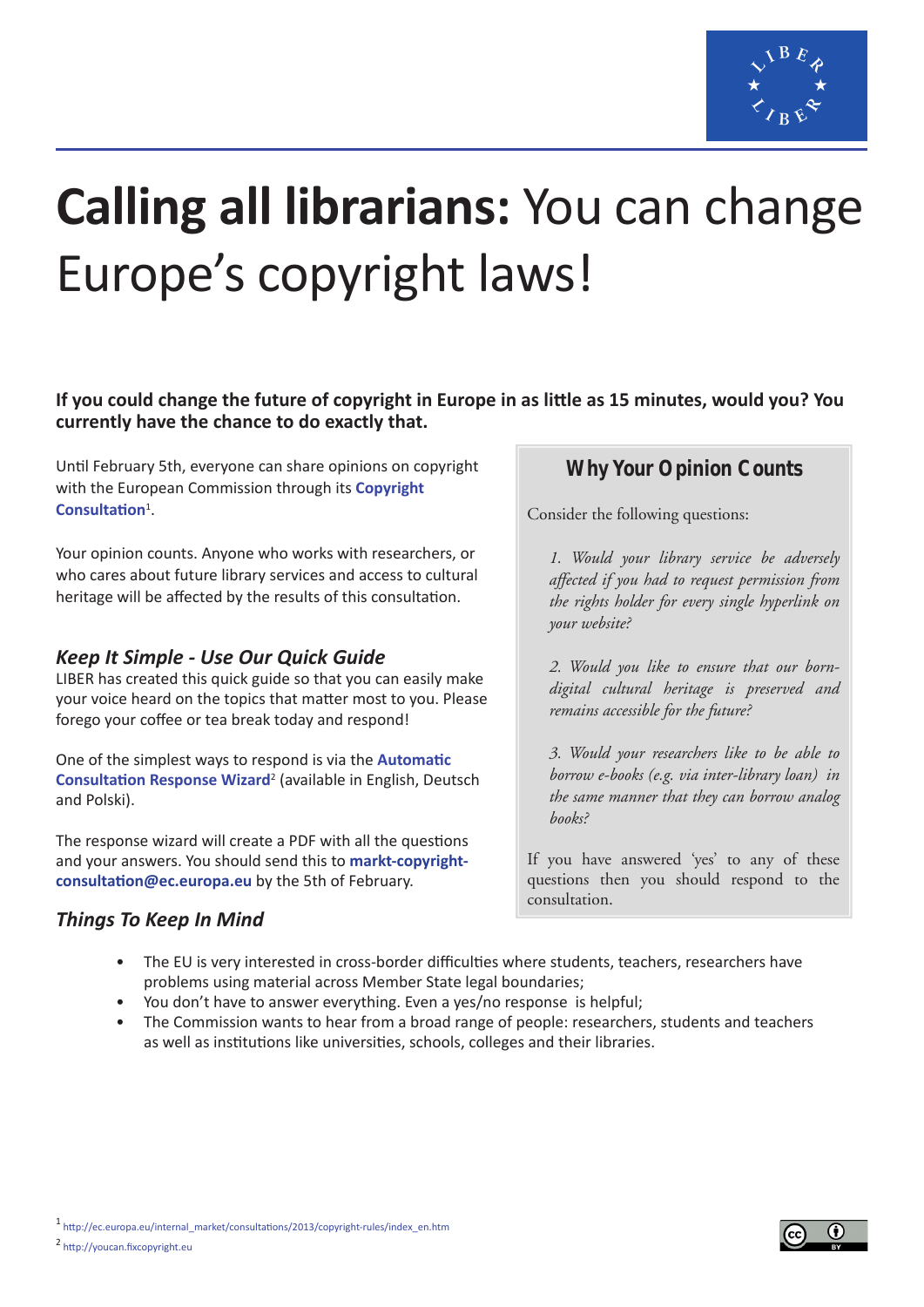# **Calling all librarians:** You can change Europe's copyright laws!

**If you could change the future of copyright in Europe in as little as 15 minutes, would you? You currently have the chance to do exactly that.**

Until February 5th, everyone can share opinions on copyright with the European Commission through its **Copyright Consultation**[1].

Your opinion counts. Anyone who works with researchers, or who cares about future library services and access to cultural heritage will be affected by the results of this consultation.

### *Keep It Simple - Use Our Quick Guide*

LIBER has created this quick guide so that you can easily make your voice heard on the topics that matter most to you. Please forego your coffee or tea break today and respond!

One of the simplest ways to respond is via the **Automatic Consultation Response Wizard**[2] (available in English, Deutsch and Polski).

The response wizard will create a PDF with all the questions and your answers. You should send this to **markt-copyright-consultation@ec.europa.eu** by the 5th of February.

### Why Your Opinion Counts

Consider the following questions:

*1. Would your library service be adversely affected if you had to request permission from the rights holder for every single hyperlink on your website?*

*2. Would you like to ensure that our born-digital cultural heritage is preserved and remains accessible for the future?*

*3. Would your researchers like to be able to borrow e-books (e.g. via inter-library loan) in the same manner that they can borrow analog books?*

If you have answered 'yes' to any of these questions then you should respond to the consultation.

### *Things To Keep In Mind*

- The EU is very interested in cross-border difficulties where students, teachers, researchers have problems using material across Member State legal boundaries;
- You don't have to answer everything. Even a yes/no response is helpful;
- The Commission wants to hear from a broad range of people: researchers, students and teachers as well as institutions like universities, schools, colleges and their libraries.

[1] http://ec.europa.eu/internal_market/consultations/2013/copyright-rules/index_en.htm

[2] http://youcan.fixcopyright.eu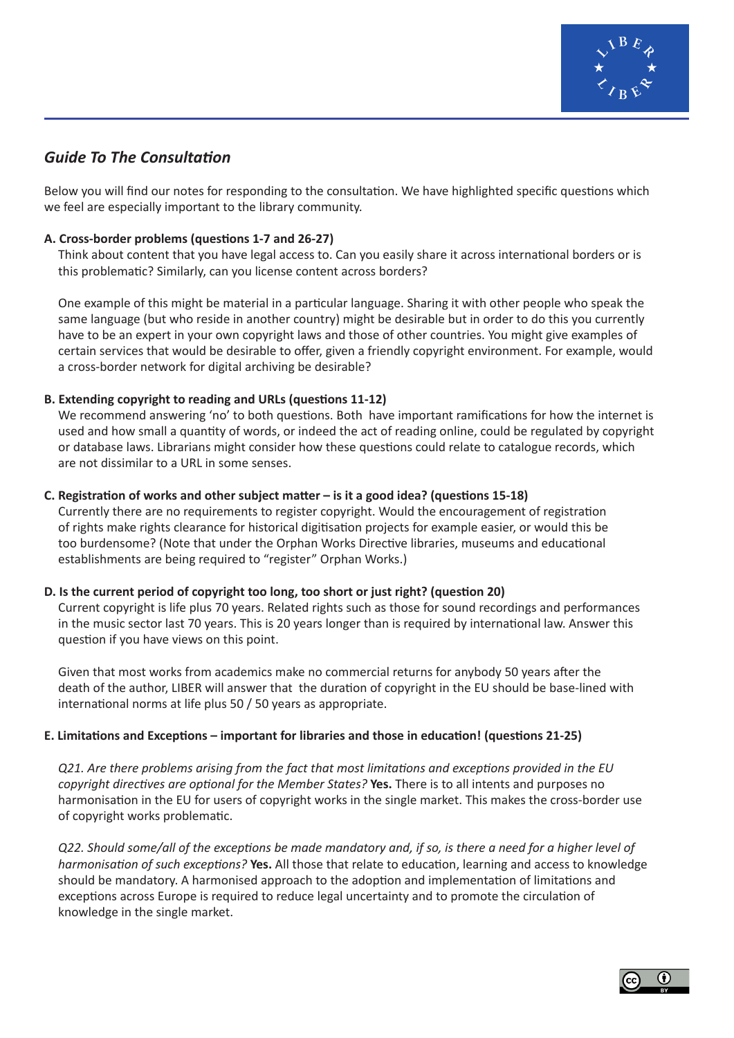## *Guide To The Consultation*

Below you will find our notes for responding to the consultation. We have highlighted specific questions which we feel are especially important to the library community.

**A. Cross-border problems (questions 1-7 and 26-27)**

Think about content that you have legal access to. Can you easily share it across international borders or is this problematic? Similarly, can you license content across borders?

One example of this might be material in a particular language. Sharing it with other people who speak the same language (but who reside in another country) might be desirable but in order to do this you currently have to be an expert in your own copyright laws and those of other countries. You might give examples of certain services that would be desirable to offer, given a friendly copyright environment. For example, would a cross-border network for digital archiving be desirable?

**B. Extending copyright to reading and URLs (questions 11-12)**

We recommend answering 'no' to both questions. Both have important ramifications for how the internet is used and how small a quantity of words, or indeed the act of reading online, could be regulated by copyright or database laws. Librarians might consider how these questions could relate to catalogue records, which are not dissimilar to a URL in some senses.

**C. Registration of works and other subject matter – is it a good idea? (questions 15-18)**

Currently there are no requirements to register copyright. Would the encouragement of registration of rights make rights clearance for historical digitisation projects for example easier, or would this be too burdensome? (Note that under the Orphan Works Directive libraries, museums and educational establishments are being required to "register" Orphan Works.)

**D. Is the current period of copyright too long, too short or just right? (question 20)**

Current copyright is life plus 70 years. Related rights such as those for sound recordings and performances in the music sector last 70 years. This is 20 years longer than is required by international law. Answer this question if you have views on this point.

Given that most works from academics make no commercial returns for anybody 50 years after the death of the author, LIBER will answer that the duration of copyright in the EU should be base-lined with international norms at life plus 50 / 50 years as appropriate.

**E. Limitations and Exceptions – important for libraries and those in education! (questions 21-25)**

*Q21. Are there problems arising from the fact that most limitations and exceptions provided in the EU copyright directives are optional for the Member States?* **Yes.** There is to all intents and purposes no harmonisation in the EU for users of copyright works in the single market. This makes the cross-border use of copyright works problematic.

*Q22. Should some/all of the exceptions be made mandatory and, if so, is there a need for a higher level of harmonisation of such exceptions?* **Yes.** All those that relate to education, learning and access to knowledge should be mandatory. A harmonised approach to the adoption and implementation of limitations and exceptions across Europe is required to reduce legal uncertainty and to promote the circulation of knowledge in the single market.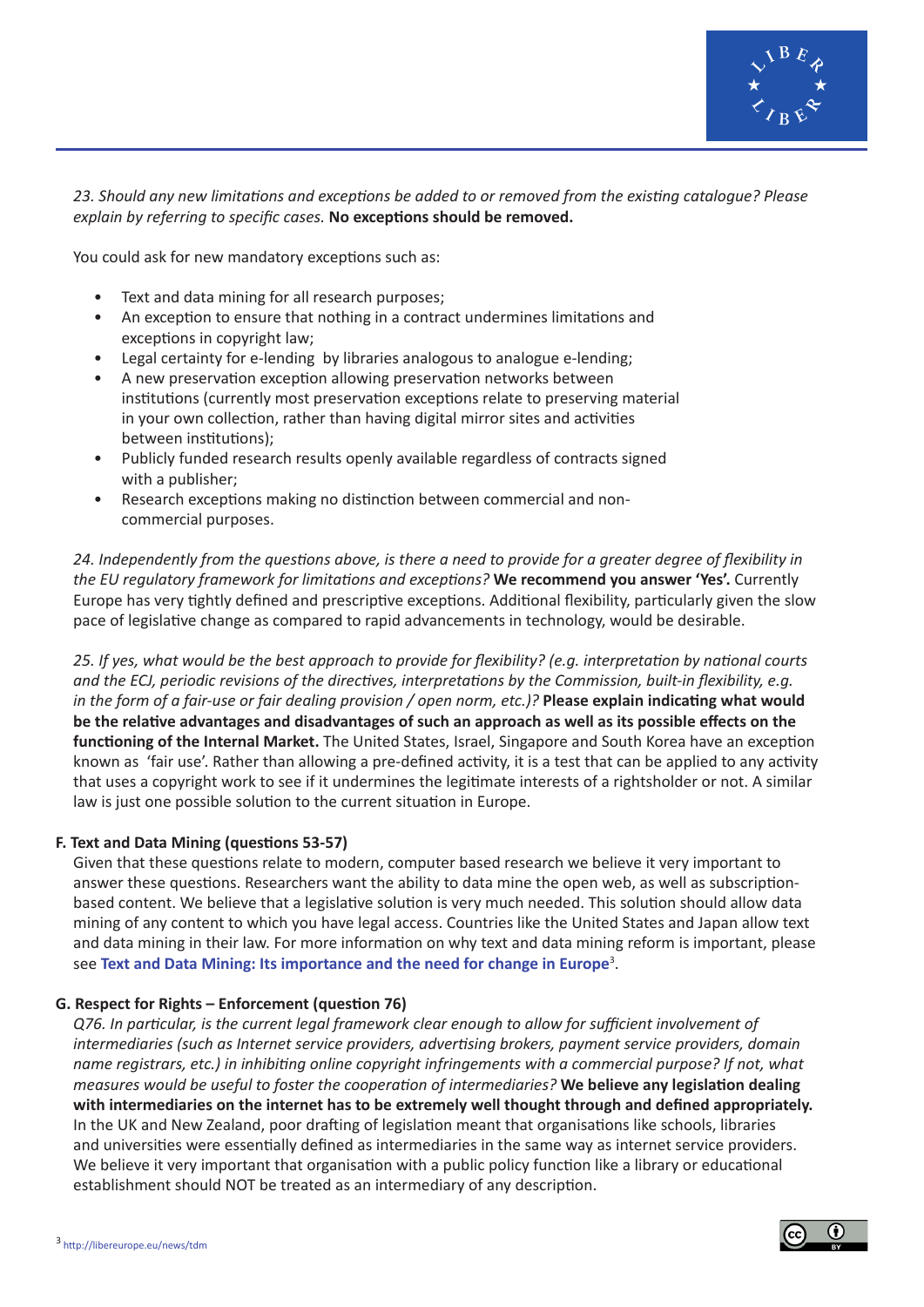*23. Should any new limitations and exceptions be added to or removed from the existing catalogue? Please explain by referring to specific cases.* **No exceptions should be removed.**

You could ask for new mandatory exceptions such as:

- Text and data mining for all research purposes;
- An exception to ensure that nothing in a contract undermines limitations and exceptions in copyright law;
- Legal certainty for e-lending by libraries analogous to analogue e-lending;
- A new preservation exception allowing preservation networks between institutions (currently most preservation exceptions relate to preserving material in your own collection, rather than having digital mirror sites and activities between institutions);
- Publicly funded research results openly available regardless of contracts signed with a publisher;
- Research exceptions making no distinction between commercial and non-commercial purposes.

*24. Independently from the questions above, is there a need to provide for a greater degree of flexibility in the EU regulatory framework for limitations and exceptions?* **We recommend you answer 'Yes'.** Currently Europe has very tightly defined and prescriptive exceptions. Additional flexibility, particularly given the slow pace of legislative change as compared to rapid advancements in technology, would be desirable.

*25. If yes, what would be the best approach to provide for flexibility? (e.g. interpretation by national courts and the ECJ, periodic revisions of the directives, interpretations by the Commission, built-in flexibility, e.g. in the form of a fair-use or fair dealing provision / open norm, etc.)?* **Please explain indicating what would be the relative advantages and disadvantages of such an approach as well as its possible effects on the functioning of the Internal Market.** The United States, Israel, Singapore and South Korea have an exception known as 'fair use'. Rather than allowing a pre-defined activity, it is a test that can be applied to any activity that uses a copyright work to see if it undermines the legitimate interests of a rightsholder or not. A similar law is just one possible solution to the current situation in Europe.

**F. Text and Data Mining (questions 53-57)**

Given that these questions relate to modern, computer based research we believe it very important to answer these questions. Researchers want the ability to data mine the open web, as well as subscription-based content. We believe that a legislative solution is very much needed. This solution should allow data mining of any content to which you have legal access. Countries like the United States and Japan allow text and data mining in their law. For more information on why text and data mining reform is important, please see **Text and Data Mining: Its importance and the need for change in Europe**[3].

**G. Respect for Rights – Enforcement (question 76)**

*Q76. In particular, is the current legal framework clear enough to allow for sufficient involvement of intermediaries (such as Internet service providers, advertising brokers, payment service providers, domain name registrars, etc.) in inhibiting online copyright infringements with a commercial purpose? If not, what measures would be useful to foster the cooperation of intermediaries?* **We believe any legislation dealing with intermediaries on the internet has to be extremely well thought through and defined appropriately.** In the UK and New Zealand, poor drafting of legislation meant that organisations like schools, libraries and universities were essentially defined as intermediaries in the same way as internet service providers. We believe it very important that organisation with a public policy function like a library or educational establishment should NOT be treated as an intermediary of any description.

[3] http://libereurope.eu/news/tdm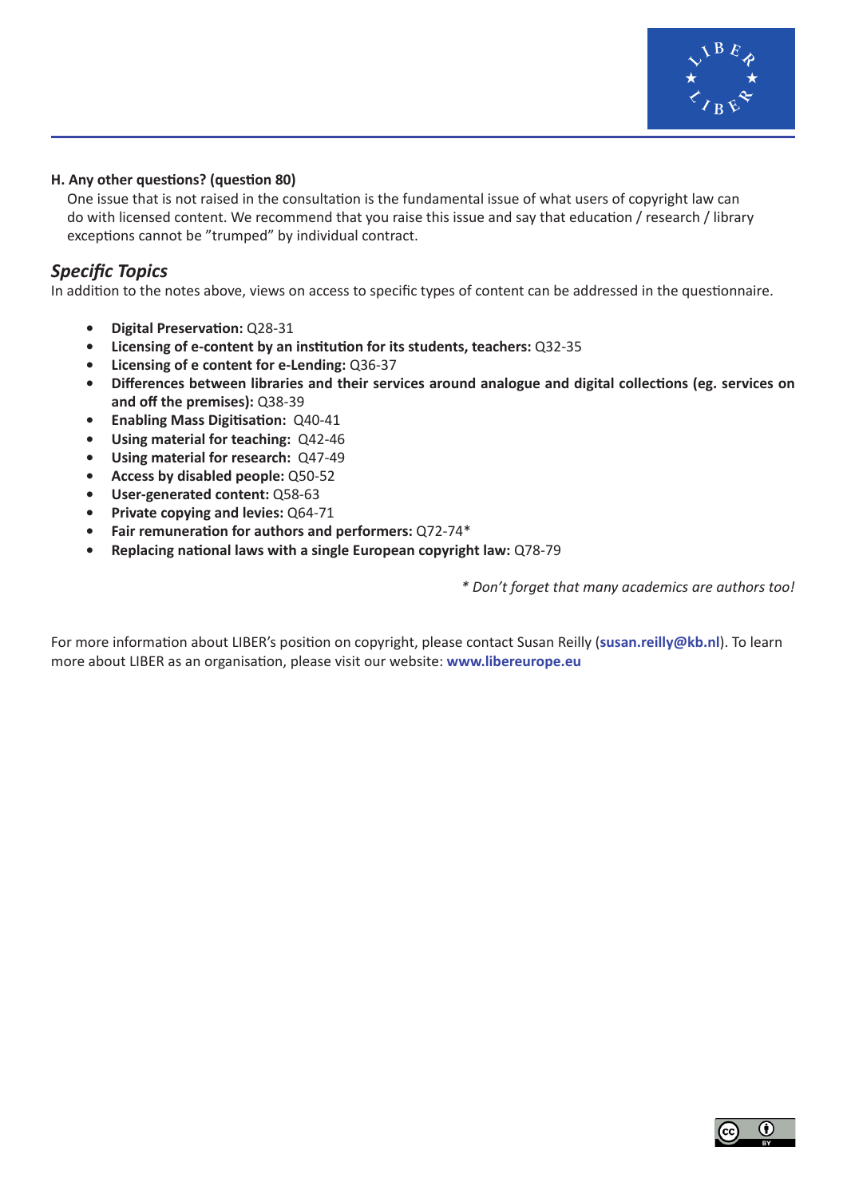**H. Any other questions? (question 80)**

One issue that is not raised in the consultation is the fundamental issue of what users of copyright law can do with licensed content. We recommend that you raise this issue and say that education / research / library exceptions cannot be "trumped" by individual contract.

## *Specific Topics*

In addition to the notes above, views on access to specific types of content can be addressed in the questionnaire.

- **Digital Preservation:** Q28-31
- **Licensing of e-content by an institution for its students, teachers:** Q32-35
- **Licensing of e content for e-Lending:** Q36-37
- **Differences between libraries and their services around analogue and digital collections (eg. services on and off the premises):** Q38-39
- **Enabling Mass Digitisation:** Q40-41
- **Using material for teaching:** Q42-46
- **Using material for research:** Q47-49
- **Access by disabled people:** Q50-52
- **User-generated content:** Q58-63
- **Private copying and levies:** Q64-71
- **Fair remuneration for authors and performers:** Q72-74*
- **Replacing national laws with a single European copyright law:** Q78-79

*\* Don't forget that many academics are authors too!*

For more information about LIBER's position on copyright, please contact Susan Reilly (**susan.reilly@kb.nl**). To learn more about LIBER as an organisation, please visit our website: **www.libereurope.eu**